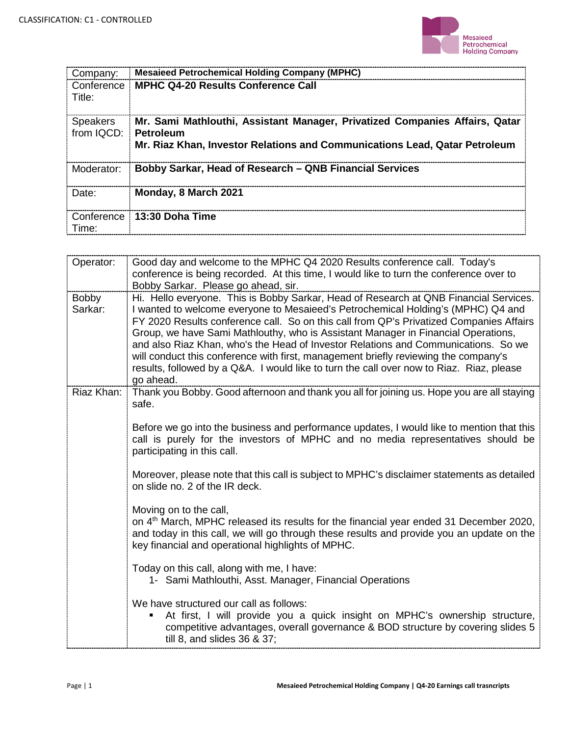CLASSIFICATION: C1 - CONTROLLED

| | |
|---|---|
| Company: | **Mesaieed Petrochemical Holding Company (MPHC)** |
| Conference Title: | **MPHC Q4-20 Results Conference Call** |
| Speakers from IQCD: | **Mr. Sami Mathlouthi, Assistant Manager, Privatized Companies Affairs, Qatar Petroleum**<br>**Mr. Riaz Khan, Investor Relations and Communications Lead, Qatar Petroleum** |
| Moderator: | **Bobby Sarkar, Head of Research – QNB Financial Services** |
| Date: | **Monday, 8 March 2021** |
| Conference Time: | **13:30 Doha Time** |

| | |
|---|---|
| Operator: | Good day and welcome to the MPHC Q4 2020 Results conference call. Today's conference is being recorded. At this time, I would like to turn the conference over to Bobby Sarkar. Please go ahead, sir. |
| Bobby Sarkar: | Hi. Hello everyone. This is Bobby Sarkar, Head of Research at QNB Financial Services. I wanted to welcome everyone to Mesaieed's Petrochemical Holding's (MPHC) Q4 and FY 2020 Results conference call. So on this call from QP's Privatized Companies Affairs Group, we have Sami Mathlouthy, who is Assistant Manager in Financial Operations, and also Riaz Khan, who's the Head of Investor Relations and Communications. So we will conduct this conference with first, management briefly reviewing the company's results, followed by a Q&A. I would like to turn the call over now to Riaz. Riaz, please go ahead. |
| Riaz Khan: | Thank you Bobby. Good afternoon and thank you all for joining us. Hope you are all staying safe.<br><br>Before we go into the business and performance updates, I would like to mention that this call is purely for the investors of MPHC and no media representatives should be participating in this call.<br><br>Moreover, please note that this call is subject to MPHC's disclaimer statements as detailed on slide no. 2 of the IR deck.<br><br>Moving on to the call,<br>on 4th March, MPHC released its results for the financial year ended 31 December 2020, and today in this call, we will go through these results and provide you an update on the key financial and operational highlights of MPHC.<br><br>Today on this call, along with me, I have:<br>1- Sami Mathlouthi, Asst. Manager, Financial Operations<br><br>We have structured our call as follows:<br>▪ At first, I will provide you a quick insight on MPHC's ownership structure, competitive advantages, overall governance & BOD structure by covering slides 5 till 8, and slides 36 & 37; |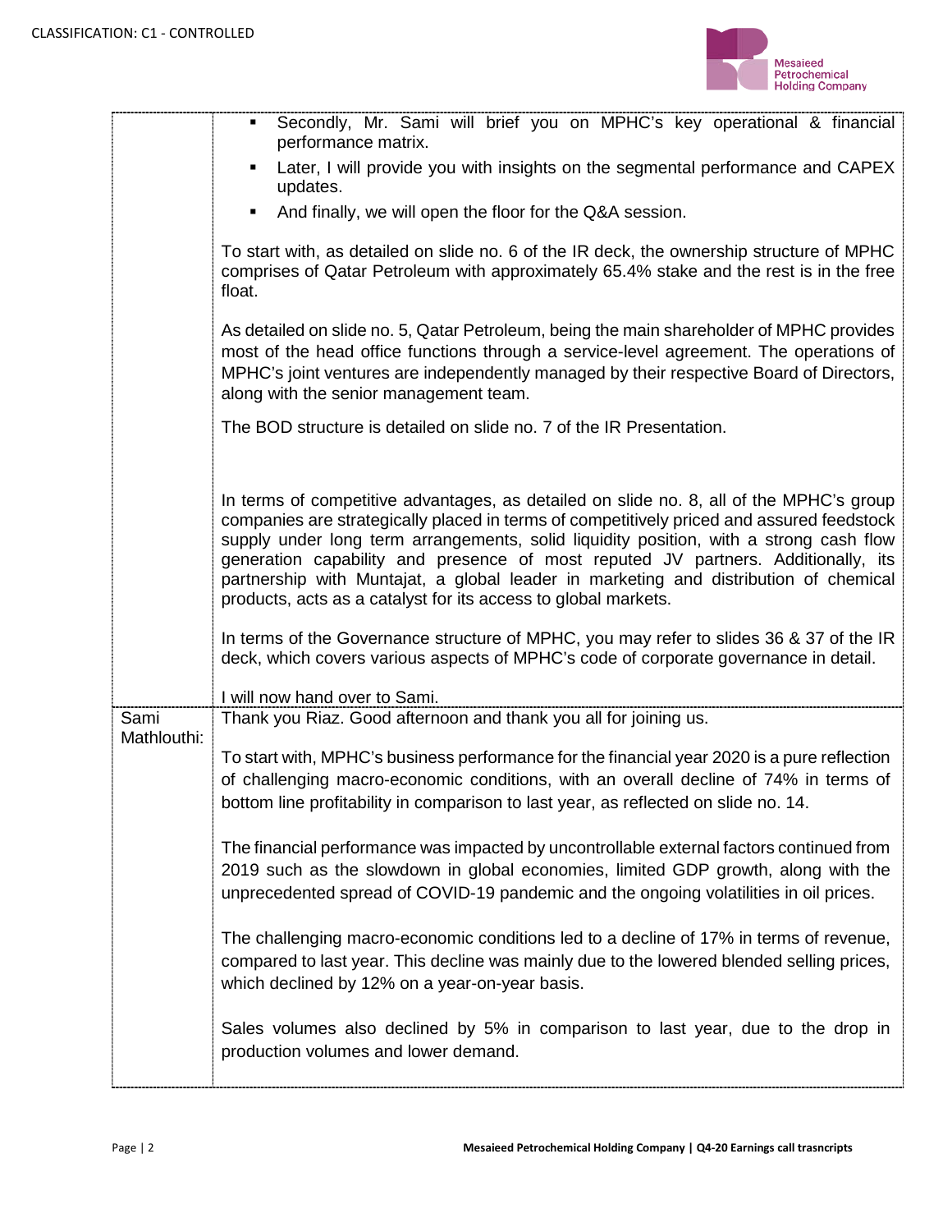| | |
|---|---|
| | ▪ Secondly, Mr. Sami will brief you on MPHC's key operational & financial performance matrix.<br>▪ Later, I will provide you with insights on the segmental performance and CAPEX updates.<br>▪ And finally, we will open the floor for the Q&A session.<br><br>To start with, as detailed on slide no. 6 of the IR deck, the ownership structure of MPHC comprises of Qatar Petroleum with approximately 65.4% stake and the rest is in the free float.<br><br>As detailed on slide no. 5, Qatar Petroleum, being the main shareholder of MPHC provides most of the head office functions through a service-level agreement. The operations of MPHC's joint ventures are independently managed by their respective Board of Directors, along with the senior management team.<br><br>The BOD structure is detailed on slide no. 7 of the IR Presentation.<br><br>In terms of competitive advantages, as detailed on slide no. 8, all of the MPHC's group companies are strategically placed in terms of competitively priced and assured feedstock supply under long term arrangements, solid liquidity position, with a strong cash flow generation capability and presence of most reputed JV partners. Additionally, its partnership with Muntajat, a global leader in marketing and distribution of chemical products, acts as a catalyst for its access to global markets.<br><br>In terms of the Governance structure of MPHC, you may refer to slides 36 & 37 of the IR deck, which covers various aspects of MPHC's code of corporate governance in detail.<br><br>I will now hand over to Sami. |
| Sami Mathlouthi: | Thank you Riaz. Good afternoon and thank you all for joining us.<br><br>To start with, MPHC's business performance for the financial year 2020 is a pure reflection of challenging macro-economic conditions, with an overall decline of 74% in terms of bottom line profitability in comparison to last year, as reflected on slide no. 14.<br><br>The financial performance was impacted by uncontrollable external factors continued from 2019 such as the slowdown in global economies, limited GDP growth, along with the unprecedented spread of COVID-19 pandemic and the ongoing volatilities in oil prices.<br><br>The challenging macro-economic conditions led to a decline of 17% in terms of revenue, compared to last year. This decline was mainly due to the lowered blended selling prices, which declined by 12% on a year-on-year basis.<br><br>Sales volumes also declined by 5% in comparison to last year, due to the drop in production volumes and lower demand. |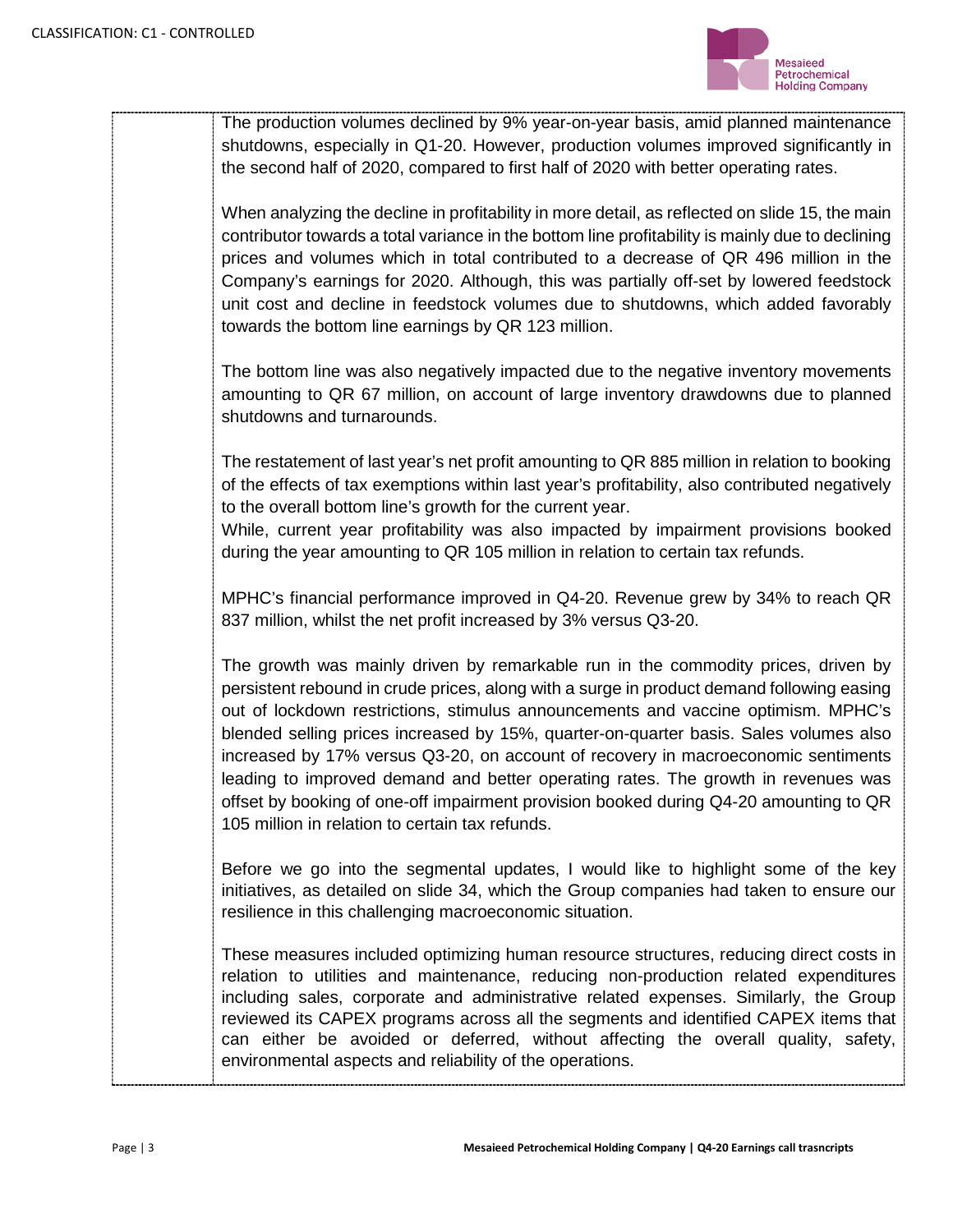The production volumes declined by 9% year-on-year basis, amid planned maintenance shutdowns, especially in Q1-20. However, production volumes improved significantly in the second half of 2020, compared to first half of 2020 with better operating rates.

When analyzing the decline in profitability in more detail, as reflected on slide 15, the main contributor towards a total variance in the bottom line profitability is mainly due to declining prices and volumes which in total contributed to a decrease of QR 496 million in the Company's earnings for 2020. Although, this was partially off-set by lowered feedstock unit cost and decline in feedstock volumes due to shutdowns, which added favorably towards the bottom line earnings by QR 123 million.

The bottom line was also negatively impacted due to the negative inventory movements amounting to QR 67 million, on account of large inventory drawdowns due to planned shutdowns and turnarounds.

The restatement of last year's net profit amounting to QR 885 million in relation to booking of the effects of tax exemptions within last year's profitability, also contributed negatively to the overall bottom line's growth for the current year.
While, current year profitability was also impacted by impairment provisions booked during the year amounting to QR 105 million in relation to certain tax refunds.

MPHC's financial performance improved in Q4-20. Revenue grew by 34% to reach QR 837 million, whilst the net profit increased by 3% versus Q3-20.

The growth was mainly driven by remarkable run in the commodity prices, driven by persistent rebound in crude prices, along with a surge in product demand following easing out of lockdown restrictions, stimulus announcements and vaccine optimism. MPHC's blended selling prices increased by 15%, quarter-on-quarter basis. Sales volumes also increased by 17% versus Q3-20, on account of recovery in macroeconomic sentiments leading to improved demand and better operating rates. The growth in revenues was offset by booking of one-off impairment provision booked during Q4-20 amounting to QR 105 million in relation to certain tax refunds.

Before we go into the segmental updates, I would like to highlight some of the key initiatives, as detailed on slide 34, which the Group companies had taken to ensure our resilience in this challenging macroeconomic situation.

These measures included optimizing human resource structures, reducing direct costs in relation to utilities and maintenance, reducing non-production related expenditures including sales, corporate and administrative related expenses. Similarly, the Group reviewed its CAPEX programs across all the segments and identified CAPEX items that can either be avoided or deferred, without affecting the overall quality, safety, environmental aspects and reliability of the operations.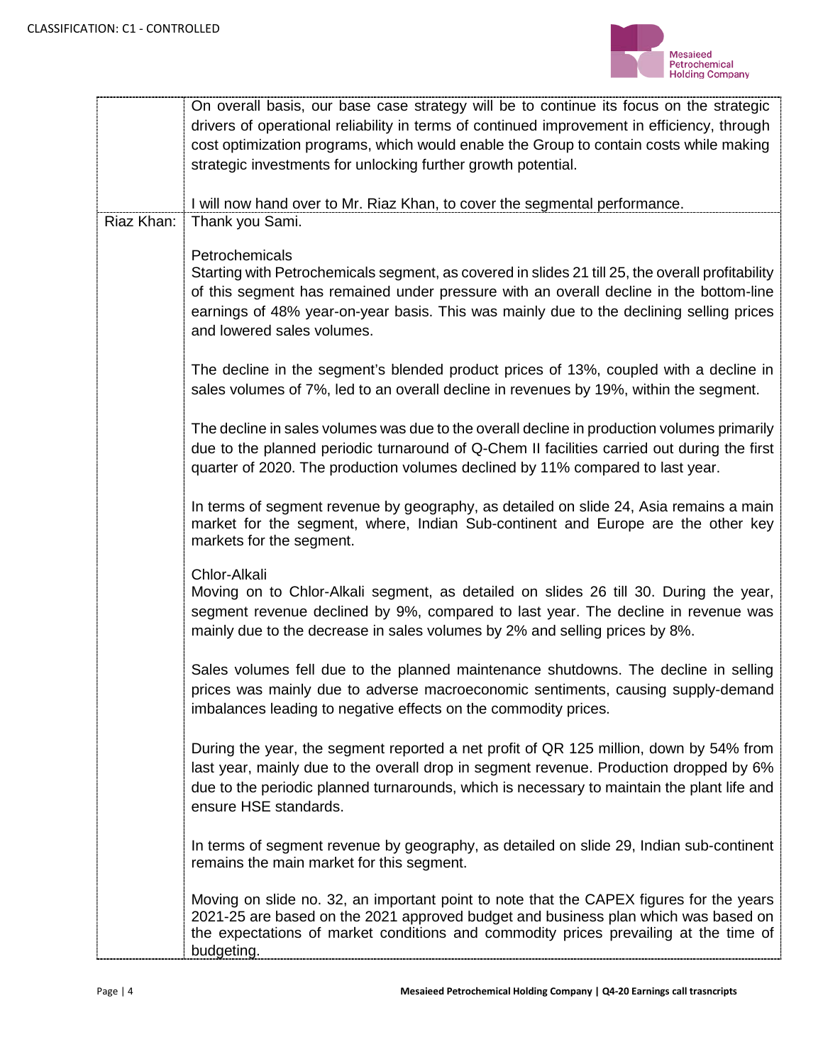| | |
|---|---|
| | On overall basis, our base case strategy will be to continue its focus on the strategic drivers of operational reliability in terms of continued improvement in efficiency, through cost optimization programs, which would enable the Group to contain costs while making strategic investments for unlocking further growth potential.<br><br>I will now hand over to Mr. Riaz Khan, to cover the segmental performance. |
| Riaz Khan: | Thank you Sami.<br><br>Petrochemicals<br>Starting with Petrochemicals segment, as covered in slides 21 till 25, the overall profitability of this segment has remained under pressure with an overall decline in the bottom-line earnings of 48% year-on-year basis. This was mainly due to the declining selling prices and lowered sales volumes.<br><br>The decline in the segment's blended product prices of 13%, coupled with a decline in sales volumes of 7%, led to an overall decline in revenues by 19%, within the segment.<br><br>The decline in sales volumes was due to the overall decline in production volumes primarily due to the planned periodic turnaround of Q-Chem II facilities carried out during the first quarter of 2020. The production volumes declined by 11% compared to last year.<br><br>In terms of segment revenue by geography, as detailed on slide 24, Asia remains a main market for the segment, where, Indian Sub-continent and Europe are the other key markets for the segment.<br><br>Chlor-Alkali<br>Moving on to Chlor-Alkali segment, as detailed on slides 26 till 30. During the year, segment revenue declined by 9%, compared to last year. The decline in revenue was mainly due to the decrease in sales volumes by 2% and selling prices by 8%.<br><br>Sales volumes fell due to the planned maintenance shutdowns. The decline in selling prices was mainly due to adverse macroeconomic sentiments, causing supply-demand imbalances leading to negative effects on the commodity prices.<br><br>During the year, the segment reported a net profit of QR 125 million, down by 54% from last year, mainly due to the overall drop in segment revenue. Production dropped by 6% due to the periodic planned turnarounds, which is necessary to maintain the plant life and ensure HSE standards.<br><br>In terms of segment revenue by geography, as detailed on slide 29, Indian sub-continent remains the main market for this segment.<br><br>Moving on slide no. 32, an important point to note that the CAPEX figures for the years 2021-25 are based on the 2021 approved budget and business plan which was based on the expectations of market conditions and commodity prices prevailing at the time of budgeting. |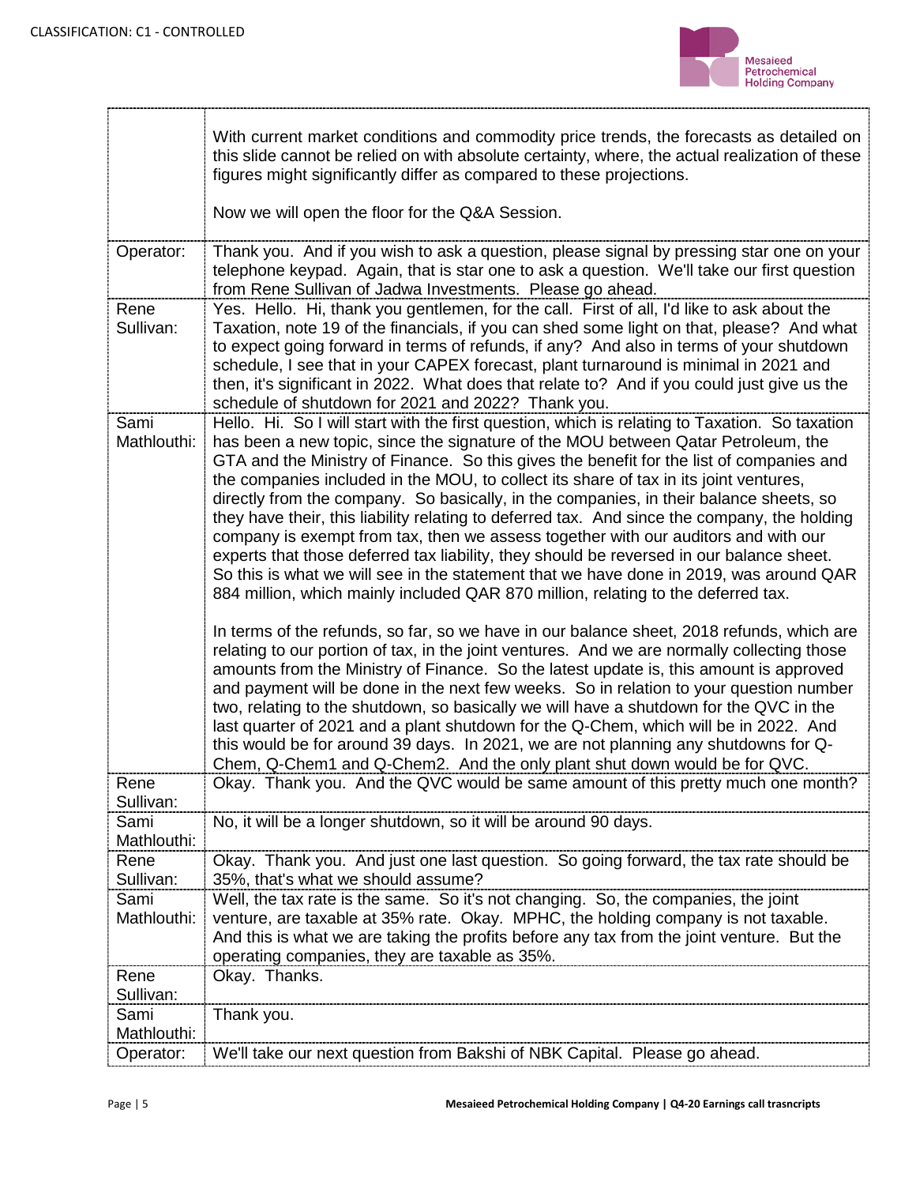| | |
|---|---|
| | With current market conditions and commodity price trends, the forecasts as detailed on this slide cannot be relied on with absolute certainty, where, the actual realization of these figures might significantly differ as compared to these projections.<br><br>Now we will open the floor for the Q&A Session. |
| Operator: | Thank you. And if you wish to ask a question, please signal by pressing star one on your telephone keypad. Again, that is star one to ask a question. We'll take our first question from Rene Sullivan of Jadwa Investments. Please go ahead. |
| Rene Sullivan: | Yes. Hello. Hi, thank you gentlemen, for the call. First of all, I'd like to ask about the Taxation, note 19 of the financials, if you can shed some light on that, please? And what to expect going forward in terms of refunds, if any? And also in terms of your shutdown schedule, I see that in your CAPEX forecast, plant turnaround is minimal in 2021 and then, it's significant in 2022. What does that relate to? And if you could just give us the schedule of shutdown for 2021 and 2022? Thank you. |
| Sami Mathlouthi: | Hello. Hi. So I will start with the first question, which is relating to Taxation. So taxation has been a new topic, since the signature of the MOU between Qatar Petroleum, the GTA and the Ministry of Finance. So this gives the benefit for the list of companies and the companies included in the MOU, to collect its share of tax in its joint ventures, directly from the company. So basically, in the companies, in their balance sheets, so they have their, this liability relating to deferred tax. And since the company, the holding company is exempt from tax, then we assess together with our auditors and with our experts that those deferred tax liability, they should be reversed in our balance sheet. So this is what we will see in the statement that we have done in 2019, was around QAR 884 million, which mainly included QAR 870 million, relating to the deferred tax.<br><br>In terms of the refunds, so far, so we have in our balance sheet, 2018 refunds, which are relating to our portion of tax, in the joint ventures. And we are normally collecting those amounts from the Ministry of Finance. So the latest update is, this amount is approved and payment will be done in the next few weeks. So in relation to your question number two, relating to the shutdown, so basically we will have a shutdown for the QVC in the last quarter of 2021 and a plant shutdown for the Q-Chem, which will be in 2022. And this would be for around 39 days. In 2021, we are not planning any shutdowns for Q-Chem, Q-Chem1 and Q-Chem2. And the only plant shut down would be for QVC. |
| Rene Sullivan: | Okay. Thank you. And the QVC would be same amount of this pretty much one month? |
| Sami Mathlouthi: | No, it will be a longer shutdown, so it will be around 90 days. |
| Rene Sullivan: | Okay. Thank you. And just one last question. So going forward, the tax rate should be 35%, that's what we should assume? |
| Sami Mathlouthi: | Well, the tax rate is the same. So it's not changing. So, the companies, the joint venture, are taxable at 35% rate. Okay. MPHC, the holding company is not taxable. And this is what we are taking the profits before any tax from the joint venture. But the operating companies, they are taxable as 35%. |
| Rene Sullivan: | Okay. Thanks. |
| Sami Mathlouthi: | Thank you. |
| Operator: | We'll take our next question from Bakshi of NBK Capital. Please go ahead. |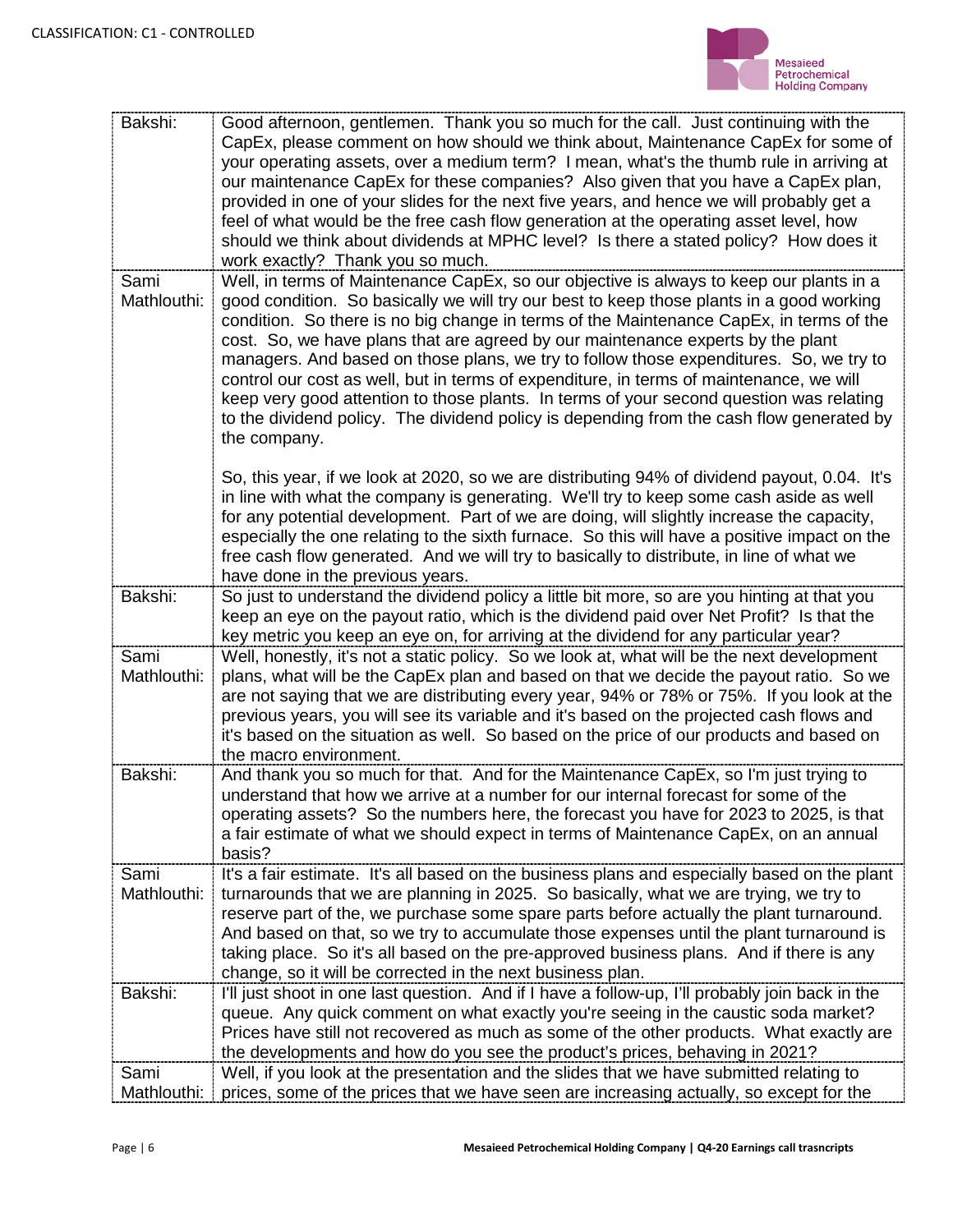| | |
|---|---|
| Bakshi: | Good afternoon, gentlemen. Thank you so much for the call. Just continuing with the CapEx, please comment on how should we think about, Maintenance CapEx for some of your operating assets, over a medium term? I mean, what's the thumb rule in arriving at our maintenance CapEx for these companies? Also given that you have a CapEx plan, provided in one of your slides for the next five years, and hence we will probably get a feel of what would be the free cash flow generation at the operating asset level, how should we think about dividends at MPHC level? Is there a stated policy? How does it work exactly? Thank you so much. |
| Sami Mathlouthi: | Well, in terms of Maintenance CapEx, so our objective is always to keep our plants in a good condition. So basically we will try our best to keep those plants in a good working condition. So there is no big change in terms of the Maintenance CapEx, in terms of the cost. So, we have plans that are agreed by our maintenance experts by the plant managers. And based on those plans, we try to follow those expenditures. So, we try to control our cost as well, but in terms of expenditure, in terms of maintenance, we will keep very good attention to those plants. In terms of your second question was relating to the dividend policy. The dividend policy is depending from the cash flow generated by the company.<br><br>So, this year, if we look at 2020, so we are distributing 94% of dividend payout, 0.04. It's in line with what the company is generating. We'll try to keep some cash aside as well for any potential development. Part of we are doing, will slightly increase the capacity, especially the one relating to the sixth furnace. So this will have a positive impact on the free cash flow generated. And we will try to basically to distribute, in line of what we have done in the previous years. |
| Bakshi: | So just to understand the dividend policy a little bit more, so are you hinting at that you keep an eye on the payout ratio, which is the dividend paid over Net Profit? Is that the key metric you keep an eye on, for arriving at the dividend for any particular year? |
| Sami Mathlouthi: | Well, honestly, it's not a static policy. So we look at, what will be the next development plans, what will be the CapEx plan and based on that we decide the payout ratio. So we are not saying that we are distributing every year, 94% or 78% or 75%. If you look at the previous years, you will see its variable and it's based on the projected cash flows and it's based on the situation as well. So based on the price of our products and based on the macro environment. |
| Bakshi: | And thank you so much for that. And for the Maintenance CapEx, so I'm just trying to understand that how we arrive at a number for our internal forecast for some of the operating assets? So the numbers here, the forecast you have for 2023 to 2025, is that a fair estimate of what we should expect in terms of Maintenance CapEx, on an annual basis? |
| Sami Mathlouthi: | It's a fair estimate. It's all based on the business plans and especially based on the plant turnarounds that we are planning in 2025. So basically, what we are trying, we try to reserve part of the, we purchase some spare parts before actually the plant turnaround. And based on that, so we try to accumulate those expenses until the plant turnaround is taking place. So it's all based on the pre-approved business plans. And if there is any change, so it will be corrected in the next business plan. |
| Bakshi: | I'll just shoot in one last question. And if I have a follow-up, I'll probably join back in the queue. Any quick comment on what exactly you're seeing in the caustic soda market? Prices have still not recovered as much as some of the other products. What exactly are the developments and how do you see the product's prices, behaving in 2021? |
| Sami Mathlouthi: | Well, if you look at the presentation and the slides that we have submitted relating to prices, some of the prices that we have seen are increasing actually, so except for the |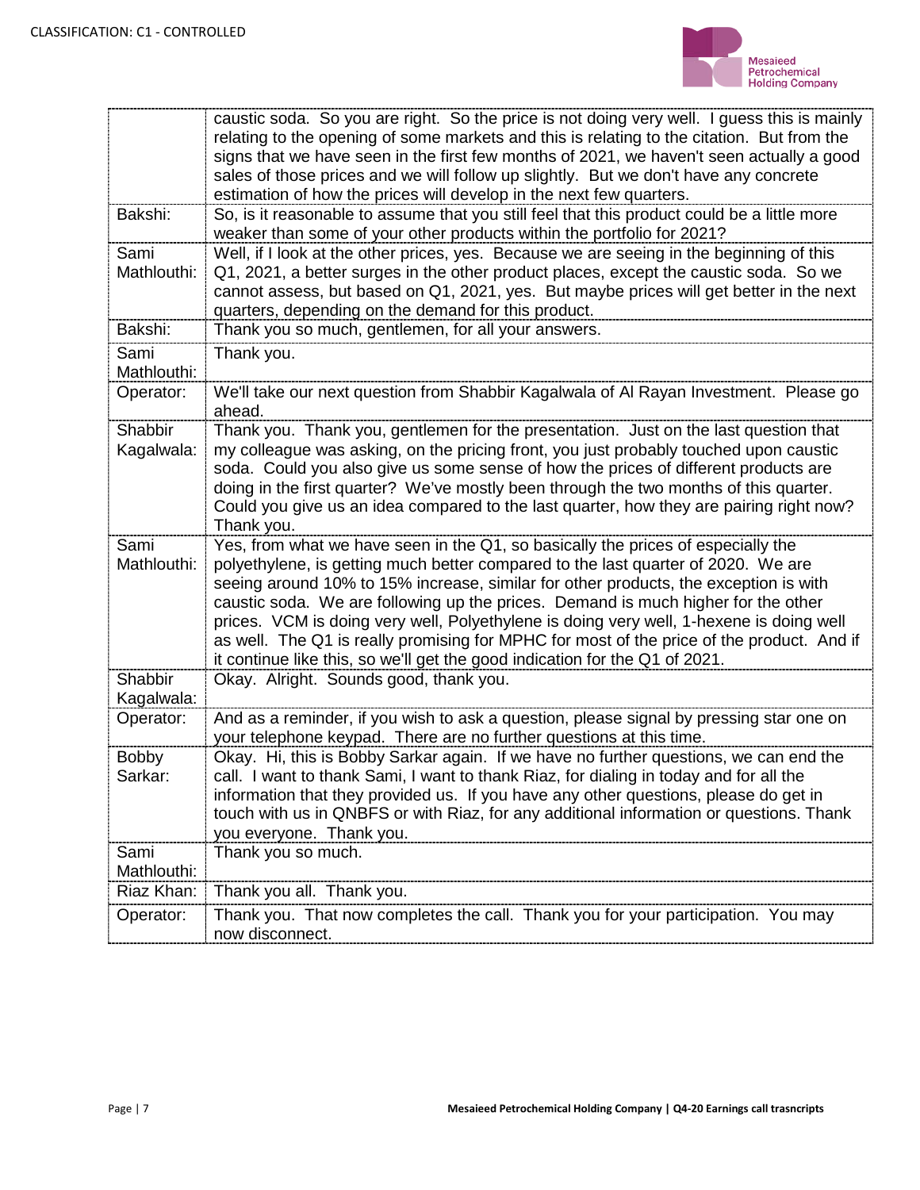| | |
|---|---|
| | caustic soda. So you are right. So the price is not doing very well. I guess this is mainly relating to the opening of some markets and this is relating to the citation. But from the signs that we have seen in the first few months of 2021, we haven't seen actually a good sales of those prices and we will follow up slightly. But we don't have any concrete estimation of how the prices will develop in the next few quarters. |
| Bakshi: | So, is it reasonable to assume that you still feel that this product could be a little more weaker than some of your other products within the portfolio for 2021? |
| Sami Mathlouthi: | Well, if I look at the other prices, yes. Because we are seeing in the beginning of this Q1, 2021, a better surges in the other product places, except the caustic soda. So we cannot assess, but based on Q1, 2021, yes. But maybe prices will get better in the next quarters, depending on the demand for this product. |
| Bakshi: | Thank you so much, gentlemen, for all your answers. |
| Sami Mathlouthi: | Thank you. |
| Operator: | We'll take our next question from Shabbir Kagalwala of Al Rayan Investment. Please go ahead. |
| Shabbir Kagalwala: | Thank you. Thank you, gentlemen for the presentation. Just on the last question that my colleague was asking, on the pricing front, you just probably touched upon caustic soda. Could you also give us some sense of how the prices of different products are doing in the first quarter? We've mostly been through the two months of this quarter. Could you give us an idea compared to the last quarter, how they are pairing right now? Thank you. |
| Sami Mathlouthi: | Yes, from what we have seen in the Q1, so basically the prices of especially the polyethylene, is getting much better compared to the last quarter of 2020. We are seeing around 10% to 15% increase, similar for other products, the exception is with caustic soda. We are following up the prices. Demand is much higher for the other prices. VCM is doing very well, Polyethylene is doing very well, 1-hexene is doing well as well. The Q1 is really promising for MPHC for most of the price of the product. And if it continue like this, so we'll get the good indication for the Q1 of 2021. |
| Shabbir Kagalwala: | Okay. Alright. Sounds good, thank you. |
| Operator: | And as a reminder, if you wish to ask a question, please signal by pressing star one on your telephone keypad. There are no further questions at this time. |
| Bobby Sarkar: | Okay. Hi, this is Bobby Sarkar again. If we have no further questions, we can end the call. I want to thank Sami, I want to thank Riaz, for dialing in today and for all the information that they provided us. If you have any other questions, please do get in touch with us in QNBFS or with Riaz, for any additional information or questions. Thank you everyone. Thank you. |
| Sami Mathlouthi: | Thank you so much. |
| Riaz Khan: | Thank you all. Thank you. |
| Operator: | Thank you. That now completes the call. Thank you for your participation. You may now disconnect. |